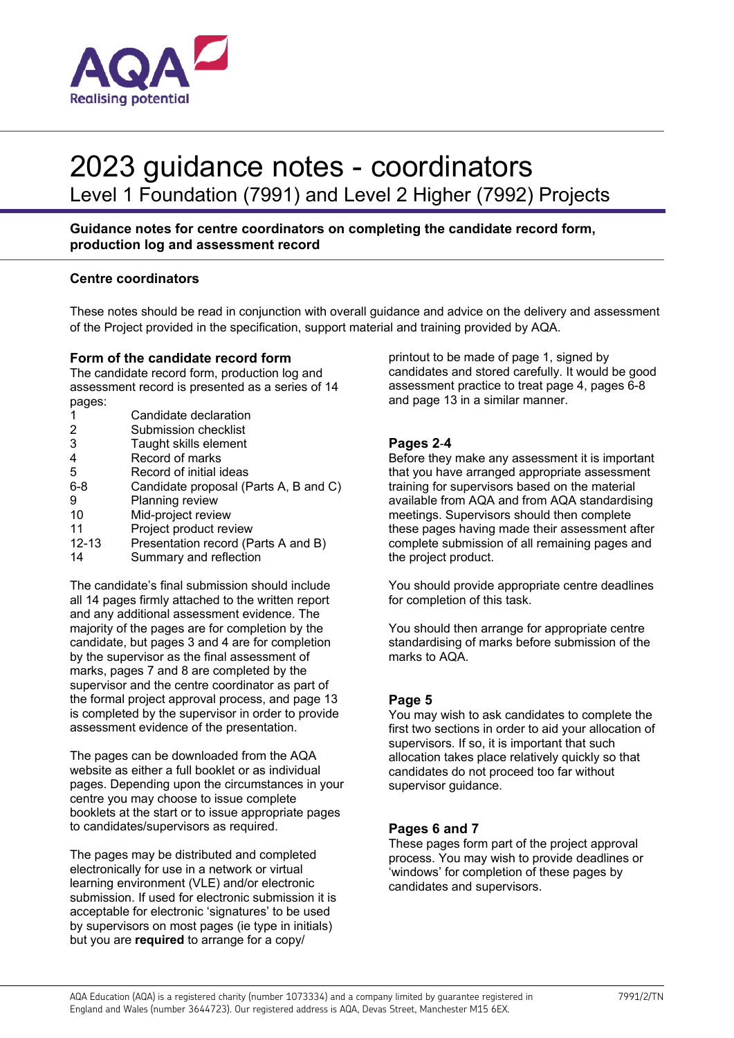# 2023 guidance notes - coordinators

## Level 1 Foundation (7991) and Level 2 Higher (7992) Projects

**Guidance notes for centre coordinators on completing the candidate record form, production log and assessment record**

### Centre coordinators

These notes should be read in conjunction with overall guidance and advice on the delivery and assessment of the Project provided in the specification, support material and training provided by AQA.

### Form of the candidate record form

The candidate record form, production log and assessment record is presented as a series of 14 pages:

| | |
|---|---|
| 1 | Candidate declaration |
| 2 | Submission checklist |
| 3 | Taught skills element |
| 4 | Record of marks |
| 5 | Record of initial ideas |
| 6-8 | Candidate proposal (Parts A, B and C) |
| 9 | Planning review |
| 10 | Mid-project review |
| 11 | Project product review |
| 12-13 | Presentation record (Parts A and B) |
| 14 | Summary and reflection |

The candidate's final submission should include all 14 pages firmly attached to the written report and any additional assessment evidence. The majority of the pages are for completion by the candidate, but pages 3 and 4 are for completion by the supervisor as the final assessment of marks, pages 7 and 8 are completed by the supervisor and the centre coordinator as part of the formal project approval process, and page 13 is completed by the supervisor in order to provide assessment evidence of the presentation.

The pages can be downloaded from the AQA website as either a full booklet or as individual pages. Depending upon the circumstances in your centre you may choose to issue complete booklets at the start or to issue appropriate pages to candidates/supervisors as required.

The pages may be distributed and completed electronically for use in a network or virtual learning environment (VLE) and/or electronic submission. If used for electronic submission it is acceptable for electronic 'signatures' to be used by supervisors on most pages (ie type in initials) but you are **required** to arrange for a copy/printout to be made of page 1, signed by candidates and stored carefully. It would be good assessment practice to treat page 4, pages 6-8 and page 13 in a similar manner.

### Pages 2-4

Before they make any assessment it is important that you have arranged appropriate assessment training for supervisors based on the material available from AQA and from AQA standardising meetings. Supervisors should then complete these pages having made their assessment after complete submission of all remaining pages and the project product.

You should provide appropriate centre deadlines for completion of this task.

You should then arrange for appropriate centre standardising of marks before submission of the marks to AQA.

### Page 5

You may wish to ask candidates to complete the first two sections in order to aid your allocation of supervisors. If so, it is important that such allocation takes place relatively quickly so that candidates do not proceed too far without supervisor guidance.

### Pages 6 and 7

These pages form part of the project approval process. You may wish to provide deadlines or 'windows' for completion of these pages by candidates and supervisors.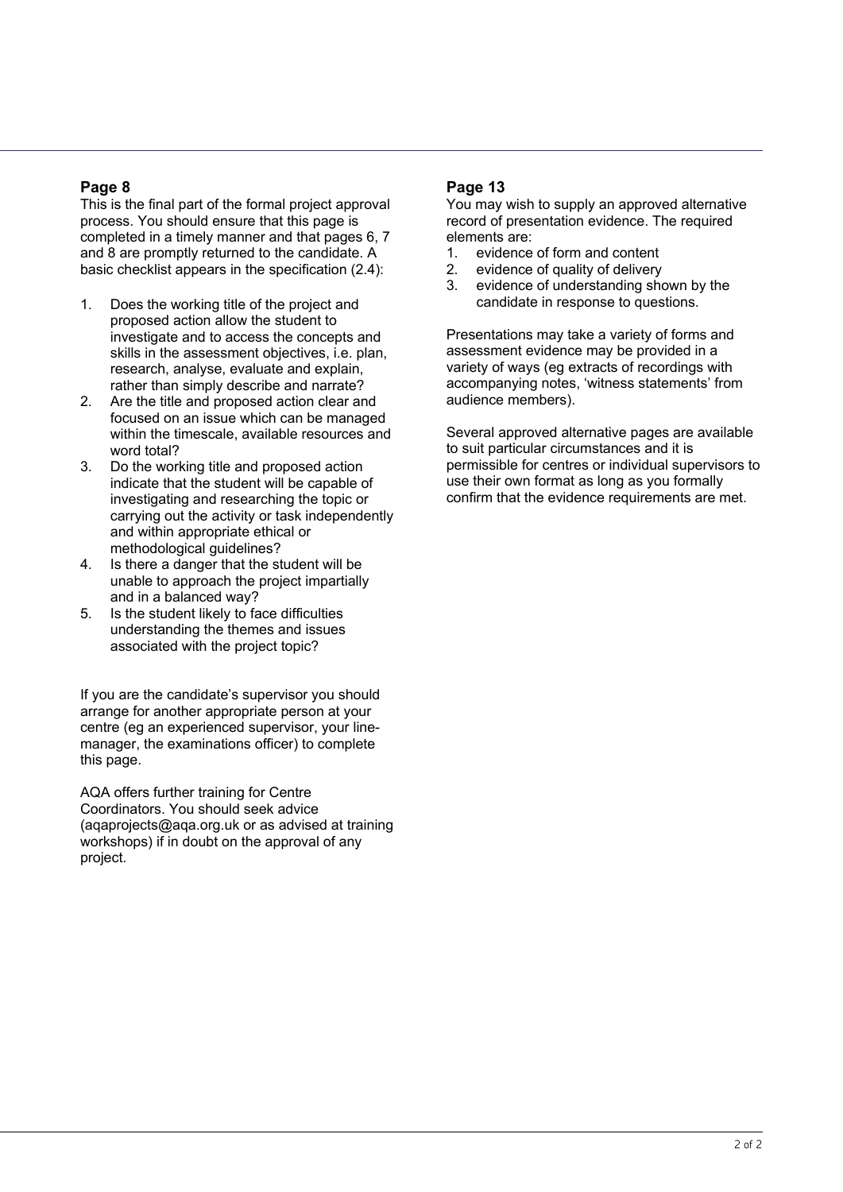## Page 8

This is the final part of the formal project approval process. You should ensure that this page is completed in a timely manner and that pages 6, 7 and 8 are promptly returned to the candidate. A basic checklist appears in the specification (2.4):

1. Does the working title of the project and proposed action allow the student to investigate and to access the concepts and skills in the assessment objectives, i.e. plan, research, analyse, evaluate and explain, rather than simply describe and narrate?
2. Are the title and proposed action clear and focused on an issue which can be managed within the timescale, available resources and word total?
3. Do the working title and proposed action indicate that the student will be capable of investigating and researching the topic or carrying out the activity or task independently and within appropriate ethical or methodological guidelines?
4. Is there a danger that the student will be unable to approach the project impartially and in a balanced way?
5. Is the student likely to face difficulties understanding the themes and issues associated with the project topic?

If you are the candidate's supervisor you should arrange for another appropriate person at your centre (eg an experienced supervisor, your line-manager, the examinations officer) to complete this page.

AQA offers further training for Centre Coordinators. You should seek advice (aqaprojects@aqa.org.uk or as advised at training workshops) if in doubt on the approval of any project.

## Page 13

You may wish to supply an approved alternative record of presentation evidence. The required elements are:

1. evidence of form and content
2. evidence of quality of delivery
3. evidence of understanding shown by the candidate in response to questions.

Presentations may take a variety of forms and assessment evidence may be provided in a variety of ways (eg extracts of recordings with accompanying notes, 'witness statements' from audience members).

Several approved alternative pages are available to suit particular circumstances and it is permissible for centres or individual supervisors to use their own format as long as you formally confirm that the evidence requirements are met.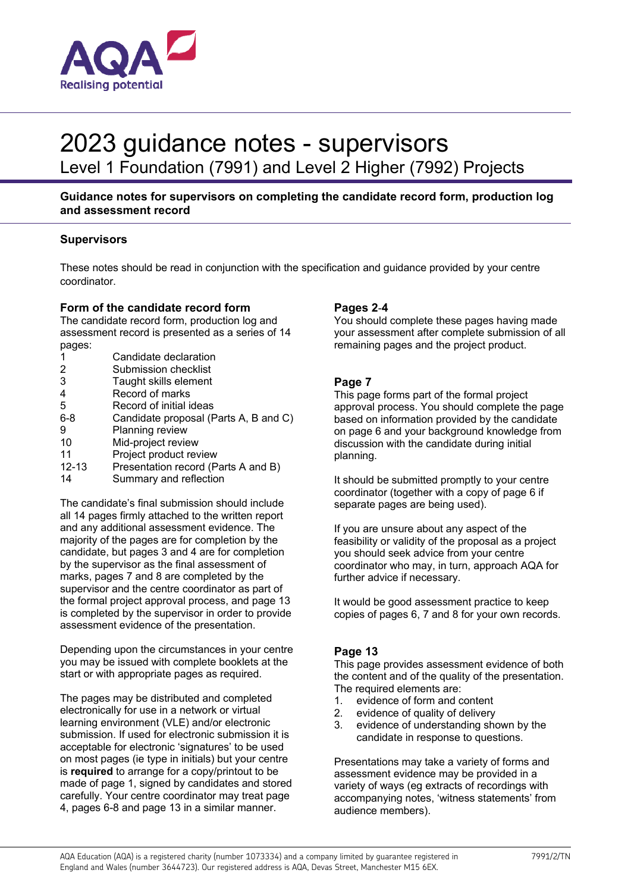# 2023 guidance notes - supervisors

Level 1 Foundation (7991) and Level 2 Higher (7992) Projects

**Guidance notes for supervisors on completing the candidate record form, production log and assessment record**

## Supervisors

These notes should be read in conjunction with the specification and guidance provided by your centre coordinator.

### Form of the candidate record form

The candidate record form, production log and assessment record is presented as a series of 14 pages:

| | |
|---|---|
| 1 | Candidate declaration |
| 2 | Submission checklist |
| 3 | Taught skills element |
| 4 | Record of marks |
| 5 | Record of initial ideas |
| 6-8 | Candidate proposal (Parts A, B and C) |
| 9 | Planning review |
| 10 | Mid-project review |
| 11 | Project product review |
| 12-13 | Presentation record (Parts A and B) |
| 14 | Summary and reflection |

The candidate's final submission should include all 14 pages firmly attached to the written report and any additional assessment evidence. The majority of the pages are for completion by the candidate, but pages 3 and 4 are for completion by the supervisor as the final assessment of marks, pages 7 and 8 are completed by the supervisor and the centre coordinator as part of the formal project approval process, and page 13 is completed by the supervisor in order to provide assessment evidence of the presentation.

Depending upon the circumstances in your centre you may be issued with complete booklets at the start or with appropriate pages as required.

The pages may be distributed and completed electronically for use in a network or virtual learning environment (VLE) and/or electronic submission. If used for electronic submission it is acceptable for electronic 'signatures' to be used on most pages (ie type in initials) but your centre is **required** to arrange for a copy/printout to be made of page 1, signed by candidates and stored carefully. Your centre coordinator may treat page 4, pages 6-8 and page 13 in a similar manner.

### Pages 2-4

You should complete these pages having made your assessment after complete submission of all remaining pages and the project product.

### Page 7

This page forms part of the formal project approval process. You should complete the page based on information provided by the candidate on page 6 and your background knowledge from discussion with the candidate during initial planning.

It should be submitted promptly to your centre coordinator (together with a copy of page 6 if separate pages are being used).

If you are unsure about any aspect of the feasibility or validity of the proposal as a project you should seek advice from your centre coordinator who may, in turn, approach AQA for further advice if necessary.

It would be good assessment practice to keep copies of pages 6, 7 and 8 for your own records.

### Page 13

This page provides assessment evidence of both the content and of the quality of the presentation. The required elements are:

1. evidence of form and content
2. evidence of quality of delivery
3. evidence of understanding shown by the candidate in response to questions.

Presentations may take a variety of forms and assessment evidence may be provided in a variety of ways (eg extracts of recordings with accompanying notes, 'witness statements' from audience members).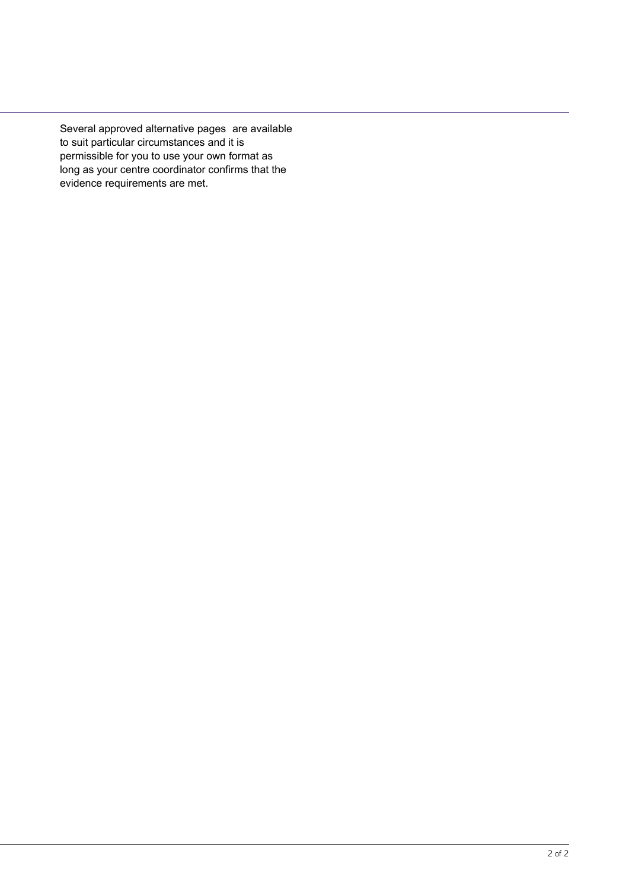Several approved alternative pages are available to suit particular circumstances and it is permissible for you to use your own format as long as your centre coordinator confirms that the evidence requirements are met.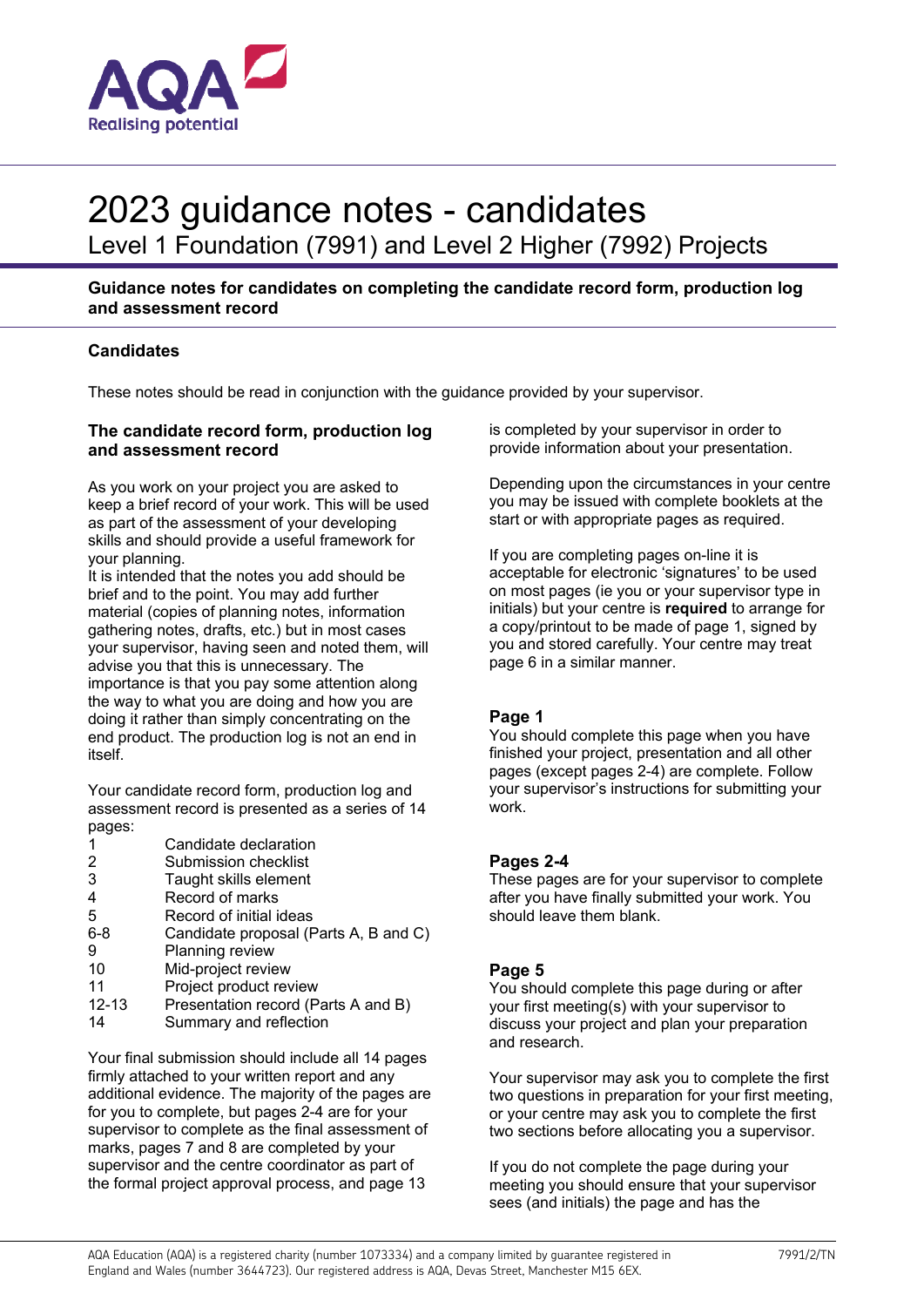# 2023 guidance notes - candidates

## Level 1 Foundation (7991) and Level 2 Higher (7992) Projects

**Guidance notes for candidates on completing the candidate record form, production log and assessment record**

### Candidates

These notes should be read in conjunction with the guidance provided by your supervisor.

### The candidate record form, production log and assessment record

As you work on your project you are asked to keep a brief record of your work. This will be used as part of the assessment of your developing skills and should provide a useful framework for your planning.

It is intended that the notes you add should be brief and to the point. You may add further material (copies of planning notes, information gathering notes, drafts, etc.) but in most cases your supervisor, having seen and noted them, will advise you that this is unnecessary. The importance is that you pay some attention along the way to what you are doing and how you are doing it rather than simply concentrating on the end product. The production log is not an end in itself.

Your candidate record form, production log and assessment record is presented as a series of 14 pages:

| | |
|---|---|
| 1 | Candidate declaration |
| 2 | Submission checklist |
| 3 | Taught skills element |
| 4 | Record of marks |
| 5 | Record of initial ideas |
| 6-8 | Candidate proposal (Parts A, B and C) |
| 9 | Planning review |
| 10 | Mid-project review |
| 11 | Project product review |
| 12-13 | Presentation record (Parts A and B) |
| 14 | Summary and reflection |

Your final submission should include all 14 pages firmly attached to your written report and any additional evidence. The majority of the pages are for you to complete, but pages 2-4 are for your supervisor to complete as the final assessment of marks, pages 7 and 8 are completed by your supervisor and the centre coordinator as part of the formal project approval process, and page 13 is completed by your supervisor in order to provide information about your presentation.

Depending upon the circumstances in your centre you may be issued with complete booklets at the start or with appropriate pages as required.

If you are completing pages on-line it is acceptable for electronic 'signatures' to be used on most pages (ie you or your supervisor type in initials) but your centre is **required** to arrange for a copy/printout to be made of page 1, signed by you and stored carefully. Your centre may treat page 6 in a similar manner.

### Page 1

You should complete this page when you have finished your project, presentation and all other pages (except pages 2-4) are complete. Follow your supervisor's instructions for submitting your work.

### Pages 2-4

These pages are for your supervisor to complete after you have finally submitted your work. You should leave them blank.

### Page 5

You should complete this page during or after your first meeting(s) with your supervisor to discuss your project and plan your preparation and research.

Your supervisor may ask you to complete the first two questions in preparation for your first meeting, or your centre may ask you to complete the first two sections before allocating you a supervisor.

If you do not complete the page during your meeting you should ensure that your supervisor sees (and initials) the page and has the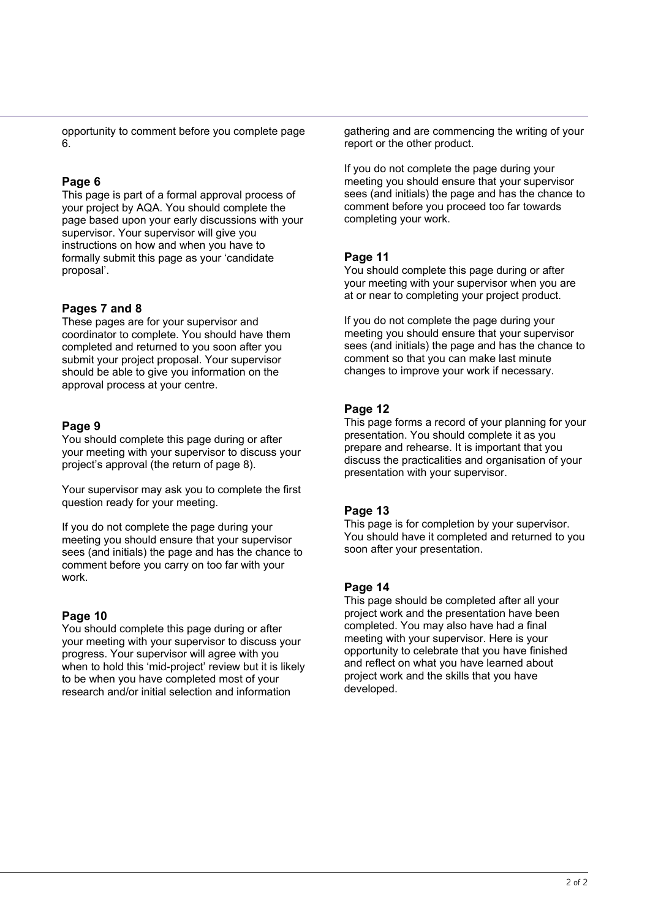opportunity to comment before you complete page 6.

### Page 6

This page is part of a formal approval process of your project by AQA. You should complete the page based upon your early discussions with your supervisor. Your supervisor will give you instructions on how and when you have to formally submit this page as your 'candidate proposal'.

### Pages 7 and 8

These pages are for your supervisor and coordinator to complete. You should have them completed and returned to you soon after you submit your project proposal. Your supervisor should be able to give you information on the approval process at your centre.

### Page 9

You should complete this page during or after your meeting with your supervisor to discuss your project's approval (the return of page 8).

Your supervisor may ask you to complete the first question ready for your meeting.

If you do not complete the page during your meeting you should ensure that your supervisor sees (and initials) the page and has the chance to comment before you carry on too far with your work.

### Page 10

You should complete this page during or after your meeting with your supervisor to discuss your progress. Your supervisor will agree with you when to hold this 'mid-project' review but it is likely to be when you have completed most of your research and/or initial selection and information gathering and are commencing the writing of your report or the other product.

If you do not complete the page during your meeting you should ensure that your supervisor sees (and initials) the page and has the chance to comment before you proceed too far towards completing your work.

### Page 11

You should complete this page during or after your meeting with your supervisor when you are at or near to completing your project product.

If you do not complete the page during your meeting you should ensure that your supervisor sees (and initials) the page and has the chance to comment so that you can make last minute changes to improve your work if necessary.

### Page 12

This page forms a record of your planning for your presentation. You should complete it as you prepare and rehearse. It is important that you discuss the practicalities and organisation of your presentation with your supervisor.

### Page 13

This page is for completion by your supervisor. You should have it completed and returned to you soon after your presentation.

### Page 14

This page should be completed after all your project work and the presentation have been completed. You may also have had a final meeting with your supervisor. Here is your opportunity to celebrate that you have finished and reflect on what you have learned about project work and the skills that you have developed.